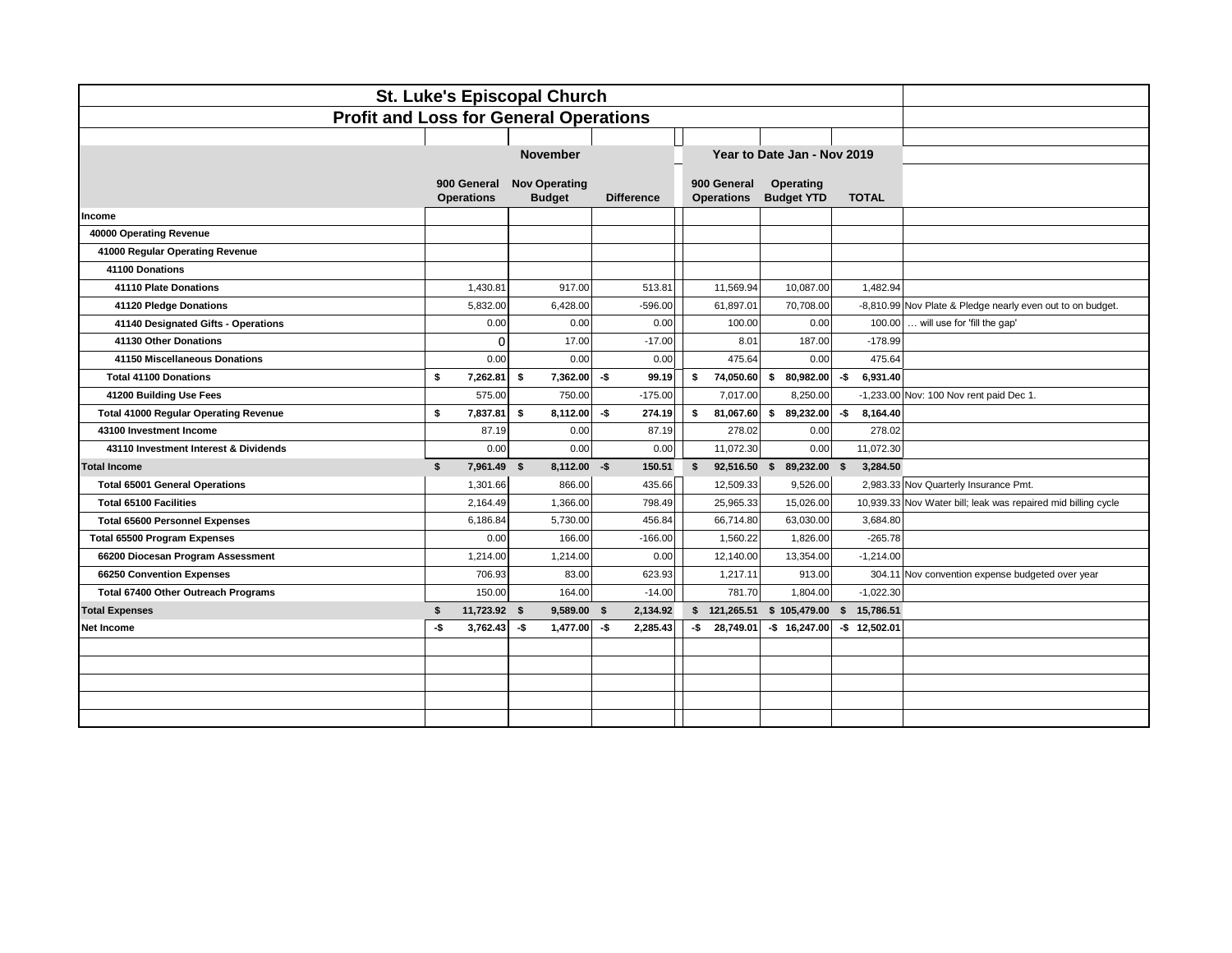# St. Luke's Episcopal Church

## Profit and Loss for General Operations

| | November | | | Year to Date Jan - Nov 2019 | | | |
|---|---|---|---|---|---|---|---|
| | 900 General Operations | Nov Operating Budget | Difference | 900 General Operations | Operating Budget YTD | TOTAL | |
| **Income** | | | | | | | |
| **40000 Operating Revenue** | | | | | | | |
| **41000 Regular Operating Revenue** | | | | | | | |
| **41100 Donations** | | | | | | | |
| **41110 Plate Donations** | 1,430.81 | 917.00 | 513.81 | 11,569.94 | 10,087.00 | 1,482.94 | |
| **41120 Pledge Donations** | 5,832.00 | 6,428.00 | -596.00 | 61,897.01 | 70,708.00 | -8,810.99 | Nov Plate & Pledge nearly even out to on budget. |
| **41140 Designated Gifts - Operations** | 0.00 | 0.00 | 0.00 | 100.00 | 0.00 | 100.00 | … will use for 'fill the gap' |
| **41130 Other Donations** | 0 | 17.00 | -17.00 | 8.01 | 187.00 | -178.99 | |
| **41150 Miscellaneous Donations** | 0.00 | 0.00 | 0.00 | 475.64 | 0.00 | 475.64 | |
| **Total 41100 Donations** | **$ 7,262.81** | **$ 7,362.00** | **-$ 99.19** | **$ 74,050.60** | **$ 80,982.00** | **-$ 6,931.40** | |
| **41200 Building Use Fees** | 575.00 | 750.00 | -175.00 | 7,017.00 | 8,250.00 | -1,233.00 | Nov: 100 Nov rent paid Dec 1. |
| **Total 41000 Regular Operating Revenue** | **$ 7,837.81** | **$ 8,112.00** | **-$ 274.19** | **$ 81,067.60** | **$ 89,232.00** | **-$ 8,164.40** | |
| **43100 Investment Income** | 87.19 | 0.00 | 87.19 | 278.02 | 0.00 | 278.02 | |
| **43110 Investment Interest & Dividends** | 0.00 | 0.00 | 0.00 | 11,072.30 | 0.00 | 11,072.30 | |
| **Total Income** | **$ 7,961.49** | **$ 8,112.00** | **-$ 150.51** | **$ 92,516.50** | **$ 89,232.00** | **$ 3,284.50** | |
| **Total 65001 General Operations** | 1,301.66 | 866.00 | 435.66 | 12,509.33 | 9,526.00 | 2,983.33 | Nov Quarterly Insurance Pmt. |
| **Total 65100 Facilities** | 2,164.49 | 1,366.00 | 798.49 | 25,965.33 | 15,026.00 | 10,939.33 | Nov Water bill; leak was repaired mid billing cycle |
| **Total 65600 Personnel Expenses** | 6,186.84 | 5,730.00 | 456.84 | 66,714.80 | 63,030.00 | 3,684.80 | |
| **Total 65500 Program Expenses** | 0.00 | 166.00 | -166.00 | 1,560.22 | 1,826.00 | -265.78 | |
| **66200 Diocesan Program Assessment** | 1,214.00 | 1,214.00 | 0.00 | 12,140.00 | 13,354.00 | -1,214.00 | |
| **66250 Convention Expenses** | 706.93 | 83.00 | 623.93 | 1,217.11 | 913.00 | 304.11 | Nov convention expense budgeted over year |
| **Total 67400 Other Outreach Programs** | 150.00 | 164.00 | -14.00 | 781.70 | 1,804.00 | -1,022.30 | |
| **Total Expenses** | **$ 11,723.92** | **$ 9,589.00** | **$ 2,134.92** | **$ 121,265.51** | **$ 105,479.00** | **$ 15,786.51** | |
| **Net Income** | **-$ 3,762.43** | **-$ 1,477.00** | **-$ 2,285.43** | **-$ 28,749.01** | **-$ 16,247.00** | **-$ 12,502.01** | |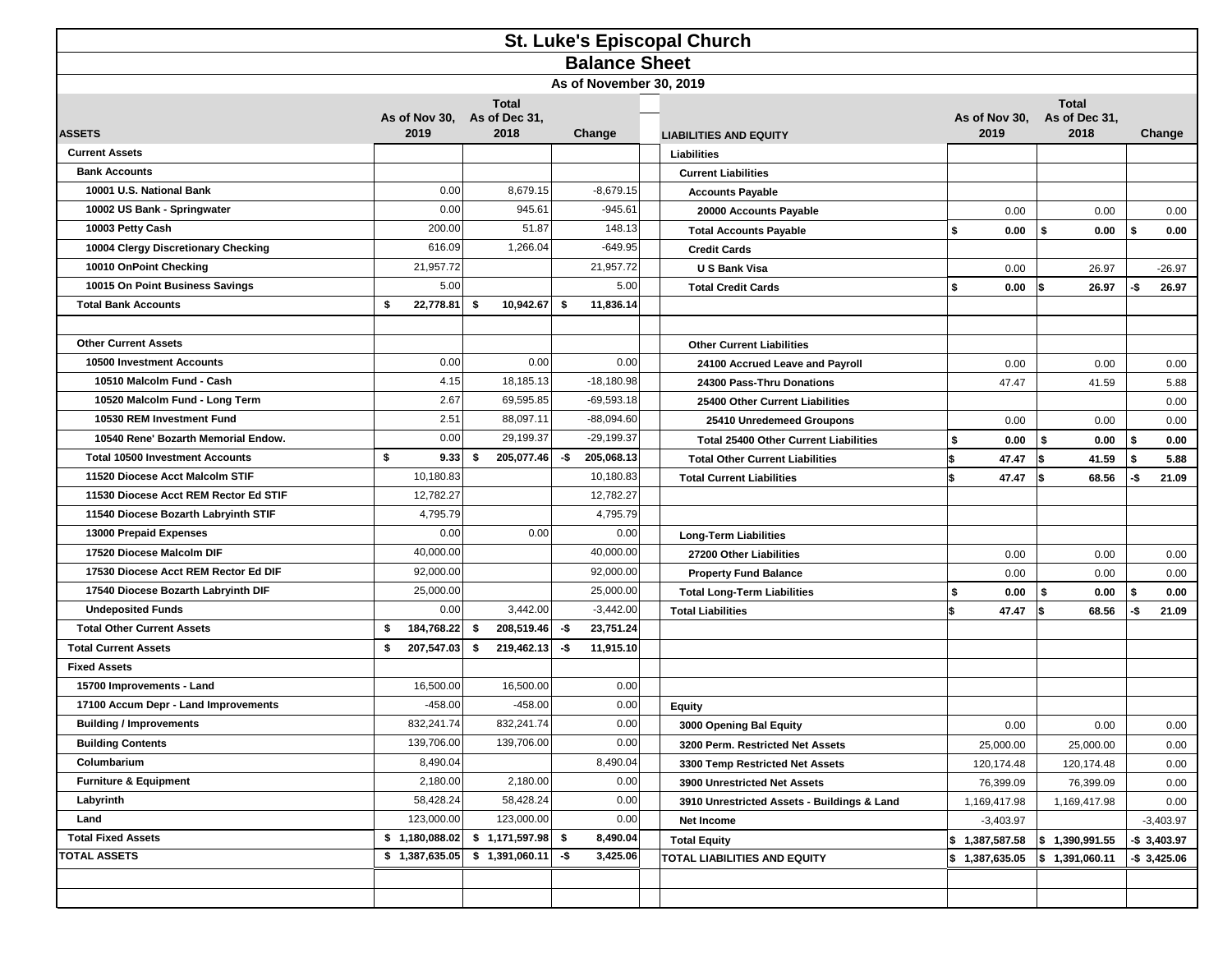# St. Luke's Episcopal Church

## Balance Sheet

### As of November 30, 2019

| ASSETS | As of Nov 30, 2019 | Total As of Dec 31, 2018 | Change |
|---|---|---|---|
| **Current Assets** | | | |
| **Bank Accounts** | | | |
| 10001 U.S. National Bank | 0.00 | 8,679.15 | -8,679.15 |
| 10002 US Bank - Springwater | 0.00 | 945.61 | -945.61 |
| 10003 Petty Cash | 200.00 | 51.87 | 148.13 |
| 10004 Clergy Discretionary Checking | 616.09 | 1,266.04 | -649.95 |
| 10010 OnPoint Checking | 21,957.72 | | 21,957.72 |
| 10015 On Point Business Savings | 5.00 | | 5.00 |
| **Total Bank Accounts** | $ 22,778.81 | $ 10,942.67 | $ 11,836.14 |
| | | | |
| **Other Current Assets** | | | |
| 10500 Investment Accounts | 0.00 | 0.00 | 0.00 |
| 10510 Malcolm Fund - Cash | 4.15 | 18,185.13 | -18,180.98 |
| 10520 Malcolm Fund - Long Term | 2.67 | 69,595.85 | -69,593.18 |
| 10530 REM Investment Fund | 2.51 | 88,097.11 | -88,094.60 |
| 10540 Rene' Bozarth Memorial Endow. | 0.00 | 29,199.37 | -29,199.37 |
| **Total 10500 Investment Accounts** | $ 9.33 | $ 205,077.46 | -$ 205,068.13 |
| 11520 Diocese Acct Malcolm STIF | 10,180.83 | | 10,180.83 |
| 11530 Diocese Acct REM Rector Ed STIF | 12,782.27 | | 12,782.27 |
| 11540 Diocese Bozarth Labryinth STIF | 4,795.79 | | 4,795.79 |
| 13000 Prepaid Expenses | 0.00 | 0.00 | 0.00 |
| 17520 Diocese Malcolm DIF | 40,000.00 | | 40,000.00 |
| 17530 Diocese Acct REM Rector Ed DIF | 92,000.00 | | 92,000.00 |
| 17540 Diocese Bozarth Labryinth DIF | 25,000.00 | | 25,000.00 |
| Undeposited Funds | 0.00 | 3,442.00 | -3,442.00 |
| **Total Other Current Assets** | $ 184,768.22 | $ 208,519.46 | -$ 23,751.24 |
| **Total Current Assets** | $ 207,547.03 | $ 219,462.13 | -$ 11,915.10 |
| **Fixed Assets** | | | |
| 15700 Improvements - Land | 16,500.00 | 16,500.00 | 0.00 |
| 17100 Accum Depr - Land Improvements | -458.00 | -458.00 | 0.00 |
| Building / Improvements | 832,241.74 | 832,241.74 | 0.00 |
| Building Contents | 139,706.00 | 139,706.00 | 0.00 |
| Columbarium | 8,490.04 | | 8,490.04 |
| Furniture & Equipment | 2,180.00 | 2,180.00 | 0.00 |
| Labyrinth | 58,428.24 | 58,428.24 | 0.00 |
| Land | 123,000.00 | 123,000.00 | 0.00 |
| **Total Fixed Assets** | $ 1,180,088.02 | $ 1,171,597.98 | $ 8,490.04 |
| **TOTAL ASSETS** | $ 1,387,635.05 | $ 1,391,060.11 | -$ 3,425.06 |

| LIABILITIES AND EQUITY | As of Nov 30, 2019 | Total As of Dec 31, 2018 | Change |
|---|---|---|---|
| **Liabilities** | | | |
| **Current Liabilities** | | | |
| **Accounts Payable** | | | |
| 20000 Accounts Payable | 0.00 | 0.00 | 0.00 |
| **Total Accounts Payable** | $ 0.00 | $ 0.00 | $ 0.00 |
| **Credit Cards** | | | |
| U S Bank Visa | 0.00 | 26.97 | -26.97 |
| **Total Credit Cards** | $ 0.00 | $ 26.97 | -$ 26.97 |
| | | | |
| **Other Current Liabilities** | | | |
| 24100 Accrued Leave and Payroll | 0.00 | 0.00 | 0.00 |
| 24300 Pass-Thru Donations | 47.47 | 41.59 | 5.88 |
| 25400 Other Current Liabilities | | | 0.00 |
| 25410 Unredemeed Groupons | 0.00 | 0.00 | 0.00 |
| **Total 25400 Other Current Liabilities** | $ 0.00 | $ 0.00 | $ 0.00 |
| **Total Other Current Liabilities** | $ 47.47 | $ 41.59 | $ 5.88 |
| **Total Current Liabilities** | $ 47.47 | $ 68.56 | -$ 21.09 |
| | | | |
| **Long-Term Liabilities** | | | |
| 27200 Other Liabilities | 0.00 | 0.00 | 0.00 |
| Property Fund Balance | 0.00 | 0.00 | 0.00 |
| **Total Long-Term Liabilities** | $ 0.00 | $ 0.00 | $ 0.00 |
| **Total Liabilities** | $ 47.47 | $ 68.56 | -$ 21.09 |
| | | | |
| **Equity** | | | |
| 3000 Opening Bal Equity | 0.00 | 0.00 | 0.00 |
| 3200 Perm. Restricted Net Assets | 25,000.00 | 25,000.00 | 0.00 |
| 3300 Temp Restricted Net Assets | 120,174.48 | 120,174.48 | 0.00 |
| 3900 Unrestricted Net Assets | 76,399.09 | 76,399.09 | 0.00 |
| 3910 Unrestricted Assets - Buildings & Land | 1,169,417.98 | 1,169,417.98 | 0.00 |
| Net Income | -3,403.97 | | -3,403.97 |
| **Total Equity** | $ 1,387,587.58 | $ 1,390,991.55 | -$ 3,403.97 |
| **TOTAL LIABILITIES AND EQUITY** | $ 1,387,635.05 | $ 1,391,060.11 | -$ 3,425.06 |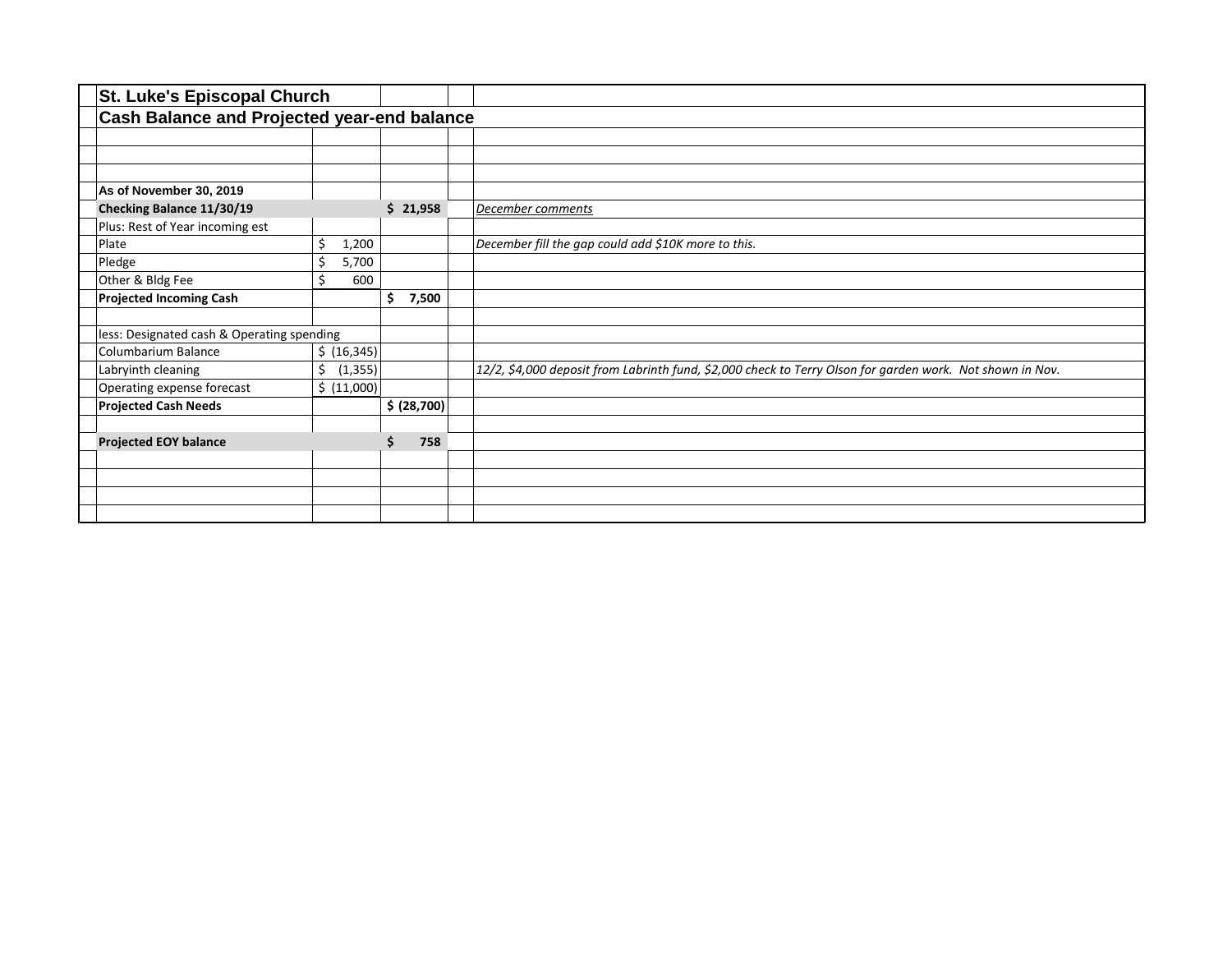## St. Luke's Episcopal Church

### Cash Balance and Projected year-end balance

| | | | |
|---|---|---|---|
| **As of November 30, 2019** | | | |
| **Checking Balance 11/30/19** | | **$ 21,958** | *December comments* |
| Plus: Rest of Year incoming est | | | |
| Plate | $ 1,200 | | *December fill the gap could add $10K more to this.* |
| Pledge | $ 5,700 | | |
| Other & Bldg Fee | $ 600 | | |
| **Projected Incoming Cash** | | **$ 7,500** | |
| | | | |
| less: Designated cash & Operating spending | | | |
| Columbarium Balance | $ (16,345) | | |
| Labryinth cleaning | $ (1,355) | | *12/2, $4,000 deposit from Labrinth fund, $2,000 check to Terry Olson for garden work. Not shown in Nov.* |
| Operating expense forecast | $ (11,000) | | |
| **Projected Cash Needs** | | **$ (28,700)** | |
| | | | |
| **Projected EOY balance** | | **$ 758** | |